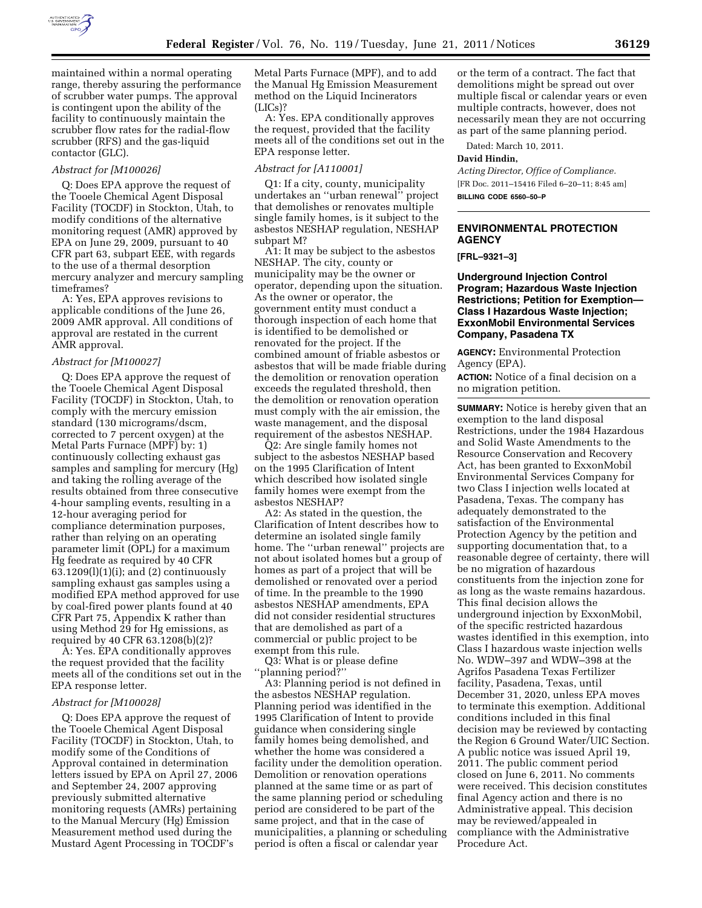maintained within a normal operating range, thereby assuring the performance of scrubber water pumps. The approval is contingent upon the ability of the facility to continuously maintain the scrubber flow rates for the radial-flow scrubber (RFS) and the gas-liquid contactor (GLC).

*Abstract for [M100026]*

Q: Does EPA approve the request of the Tooele Chemical Agent Disposal Facility (TOCDF) in Stockton, Utah, to modify conditions of the alternative monitoring request (AMR) approved by EPA on June 29, 2009, pursuant to 40 CFR part 63, subpart EEE, with regards to the use of a thermal desorption mercury analyzer and mercury sampling timeframes?

A: Yes, EPA approves revisions to applicable conditions of the June 26, 2009 AMR approval. All conditions of approval are restated in the current AMR approval.

*Abstract for [M100027]*

Q: Does EPA approve the request of the Tooele Chemical Agent Disposal Facility (TOCDF) in Stockton, Utah, to comply with the mercury emission standard (130 micrograms/dscm, corrected to 7 percent oxygen) at the Metal Parts Furnace (MPF) by: 1) continuously collecting exhaust gas samples and sampling for mercury (Hg) and taking the rolling average of the results obtained from three consecutive 4-hour sampling events, resulting in a 12-hour averaging period for compliance determination purposes, rather than relying on an operating parameter limit (OPL) for a maximum Hg feedrate as required by 40 CFR 63.1209(l)(1)(i); and (2) continuously sampling exhaust gas samples using a modified EPA method approved for use by coal-fired power plants found at 40 CFR Part 75, Appendix K rather than using Method 29 for Hg emissions, as required by 40 CFR 63.1208(b)(2)?

A: Yes. EPA conditionally approves the request provided that the facility meets all of the conditions set out in the EPA response letter.

*Abstract for [M100028]*

Q: Does EPA approve the request of the Tooele Chemical Agent Disposal Facility (TOCDF) in Stockton, Utah, to modify some of the Conditions of Approval contained in determination letters issued by EPA on April 27, 2006 and September 24, 2007 approving previously submitted alternative monitoring requests (AMRs) pertaining to the Manual Mercury (Hg) Emission Measurement method used during the Mustard Agent Processing in TOCDF's Metal Parts Furnace (MPF), and to add the Manual Hg Emission Measurement method on the Liquid Incinerators (LICs)?

A: Yes. EPA conditionally approves the request, provided that the facility meets all of the conditions set out in the EPA response letter.

*Abstract for [A110001]*

Q1: If a city, county, municipality undertakes an ''urban renewal'' project that demolishes or renovates multiple single family homes, is it subject to the asbestos NESHAP regulation, NESHAP subpart M?

A1: It may be subject to the asbestos NESHAP. The city, county or municipality may be the owner or operator, depending upon the situation. As the owner or operator, the government entity must conduct a thorough inspection of each home that is identified to be demolished or renovated for the project. If the combined amount of friable asbestos or asbestos that will be made friable during the demolition or renovation operation exceeds the regulated threshold, then the demolition or renovation operation must comply with the air emission, the waste management, and the disposal requirement of the asbestos NESHAP.

Q2: Are single family homes not subject to the asbestos NESHAP based on the 1995 Clarification of Intent which described how isolated single family homes were exempt from the asbestos NESHAP?

A2: As stated in the question, the Clarification of Intent describes how to determine an isolated single family home. The ''urban renewal'' projects are not about isolated homes but a group of homes as part of a project that will be demolished or renovated over a period of time. In the preamble to the 1990 asbestos NESHAP amendments, EPA did not consider residential structures that are demolished as part of a commercial or public project to be exempt from this rule.

Q3: What is or please define ''planning period?''

A3: Planning period is not defined in the asbestos NESHAP regulation. Planning period was identified in the 1995 Clarification of Intent to provide guidance when considering single family homes being demolished, and whether the home was considered a facility under the demolition operation. Demolition or renovation operations planned at the same time or as part of the same planning period or scheduling period are considered to be part of the same project, and that in the case of municipalities, a planning or scheduling period is often a fiscal or calendar year or the term of a contract. The fact that demolitions might be spread out over multiple fiscal or calendar years or even multiple contracts, however, does not necessarily mean they are not occurring as part of the same planning period.

Dated: March 10, 2011.

**David Hindin,**

*Acting Director, Office of Compliance.*

[FR Doc. 2011–15416 Filed 6–20–11; 8:45 am]

**BILLING CODE 6560–50–P**

---

## ENVIRONMENTAL PROTECTION AGENCY

**[FRL–9321–3]**

### Underground Injection Control Program; Hazardous Waste Injection Restrictions; Petition for Exemption—Class I Hazardous Waste Injection; ExxonMobil Environmental Services Company, Pasadena TX

**AGENCY:** Environmental Protection Agency (EPA).

**ACTION:** Notice of a final decision on a no migration petition.

**SUMMARY:** Notice is hereby given that an exemption to the land disposal Restrictions, under the 1984 Hazardous and Solid Waste Amendments to the Resource Conservation and Recovery Act, has been granted to ExxonMobil Environmental Services Company for two Class I injection wells located at Pasadena, Texas. The company has adequately demonstrated to the satisfaction of the Environmental Protection Agency by the petition and supporting documentation that, to a reasonable degree of certainty, there will be no migration of hazardous constituents from the injection zone for as long as the waste remains hazardous. This final decision allows the underground injection by ExxonMobil, of the specific restricted hazardous wastes identified in this exemption, into Class I hazardous waste injection wells No. WDW–397 and WDW–398 at the Agrifos Pasadena Texas Fertilizer facility, Pasadena, Texas, until December 31, 2020, unless EPA moves to terminate this exemption. Additional conditions included in this final decision may be reviewed by contacting the Region 6 Ground Water/UIC Section. A public notice was issued April 19, 2011. The public comment period closed on June 6, 2011. No comments were received. This decision constitutes final Agency action and there is no Administrative appeal. This decision may be reviewed/appealed in compliance with the Administrative Procedure Act.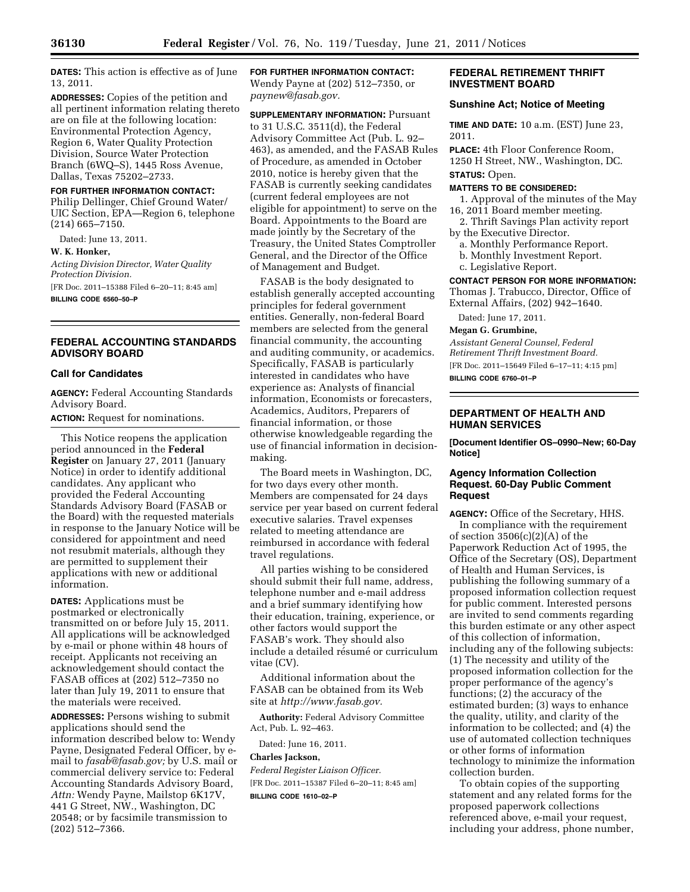**DATES:** This action is effective as of June 13, 2011.

**ADDRESSES:** Copies of the petition and all pertinent information relating thereto are on file at the following location: Environmental Protection Agency, Region 6, Water Quality Protection Division, Source Water Protection Branch (6WQ–S), 1445 Ross Avenue, Dallas, Texas 75202–2733.

**FOR FURTHER INFORMATION CONTACT:** Philip Dellinger, Chief Ground Water/UIC Section, EPA—Region 6, telephone (214) 665–7150.

Dated: June 13, 2011.

**W. K. Honker,**

*Acting Division Director, Water Quality Protection Division.*

[FR Doc. 2011–15388 Filed 6–20–11; 8:45 am]

**BILLING CODE 6560–50–P**

## FEDERAL ACCOUNTING STANDARDS ADVISORY BOARD

### Call for Candidates

**AGENCY:** Federal Accounting Standards Advisory Board.

**ACTION:** Request for nominations.

This Notice reopens the application period announced in the **Federal Register** on January 27, 2011 (January Notice) in order to identify additional candidates. Any applicant who provided the Federal Accounting Standards Advisory Board (FASAB or the Board) with the requested materials in response to the January Notice will be considered for appointment and need not resubmit materials, although they are permitted to supplement their applications with new or additional information.

**DATES:** Applications must be postmarked or electronically transmitted on or before July 15, 2011. All applications will be acknowledged by e-mail or phone within 48 hours of receipt. Applicants not receiving an acknowledgement should contact the FASAB offices at (202) 512–7350 no later than July 19, 2011 to ensure that the materials were received.

**ADDRESSES:** Persons wishing to submit applications should send the information described below to: Wendy Payne, Designated Federal Officer, by e-mail to *fasab@fasab.gov;* by U.S. mail or commercial delivery service to: Federal Accounting Standards Advisory Board, *Attn:* Wendy Payne, Mailstop 6K17V, 441 G Street, NW., Washington, DC 20548; or by facsimile transmission to (202) 512–7366.

**FOR FURTHER INFORMATION CONTACT:** Wendy Payne at (202) 512–7350, or *paynew@fasab.gov.*

**SUPPLEMENTARY INFORMATION:** Pursuant to 31 U.S.C. 3511(d), the Federal Advisory Committee Act (Pub. L. 92–463), as amended, and the FASAB Rules of Procedure, as amended in October 2010, notice is hereby given that the FASAB is currently seeking candidates (current federal employees are not eligible for appointment) to serve on the Board. Appointments to the Board are made jointly by the Secretary of the Treasury, the United States Comptroller General, and the Director of the Office of Management and Budget.

FASAB is the body designated to establish generally accepted accounting principles for federal government entities. Generally, non-federal Board members are selected from the general financial community, the accounting and auditing community, or academics. Specifically, FASAB is particularly interested in candidates who have experience as: Analysts of financial information, Economists or forecasters, Academics, Auditors, Preparers of financial information, or those otherwise knowledgeable regarding the use of financial information in decision-making.

The Board meets in Washington, DC, for two days every other month. Members are compensated for 24 days service per year based on current federal executive salaries. Travel expenses related to meeting attendance are reimbursed in accordance with federal travel regulations.

All parties wishing to be considered should submit their full name, address, telephone number and e-mail address and a brief summary identifying how their education, training, experience, or other factors would support the FASAB's work. They should also include a detailed résumé or curriculum vitae (CV).

Additional information about the FASAB can be obtained from its Web site at *http://www.fasab.gov.*

**Authority:** Federal Advisory Committee Act, Pub. L. 92–463.

Dated: June 16, 2011.

**Charles Jackson,**

*Federal Register Liaison Officer.*

[FR Doc. 2011–15387 Filed 6–20–11; 8:45 am]

**BILLING CODE 1610–02–P**

## FEDERAL RETIREMENT THRIFT INVESTMENT BOARD

### Sunshine Act; Notice of Meeting

**TIME AND DATE:** 10 a.m. (EST) June 23, 2011.

**PLACE:** 4th Floor Conference Room, 1250 H Street, NW., Washington, DC.

**STATUS:** Open.

**MATTERS TO BE CONSIDERED:**

1. Approval of the minutes of the May 16, 2011 Board member meeting.
2. Thrift Savings Plan activity report by the Executive Director.
   a. Monthly Performance Report.
   b. Monthly Investment Report.
   c. Legislative Report.

**CONTACT PERSON FOR MORE INFORMATION:** Thomas J. Trabucco, Director, Office of External Affairs, (202) 942–1640.

Dated: June 17, 2011.

**Megan G. Grumbine,**

*Assistant General Counsel, Federal Retirement Thrift Investment Board.*

[FR Doc. 2011–15649 Filed 6–17–11; 4:15 pm]

**BILLING CODE 6760–01–P**

## DEPARTMENT OF HEALTH AND HUMAN SERVICES

**[Document Identifier OS–0990–New; 60-Day Notice]**

### Agency Information Collection Request. 60-Day Public Comment Request

**AGENCY:** Office of the Secretary, HHS.

In compliance with the requirement of section 3506(c)(2)(A) of the Paperwork Reduction Act of 1995, the Office of the Secretary (OS), Department of Health and Human Services, is publishing the following summary of a proposed information collection request for public comment. Interested persons are invited to send comments regarding this burden estimate or any other aspect of this collection of information, including any of the following subjects: (1) The necessity and utility of the proposed information collection for the proper performance of the agency's functions; (2) the accuracy of the estimated burden; (3) ways to enhance the quality, utility, and clarity of the information to be collected; and (4) the use of automated collection techniques or other forms of information technology to minimize the information collection burden.

To obtain copies of the supporting statement and any related forms for the proposed paperwork collections referenced above, e-mail your request, including your address, phone number,